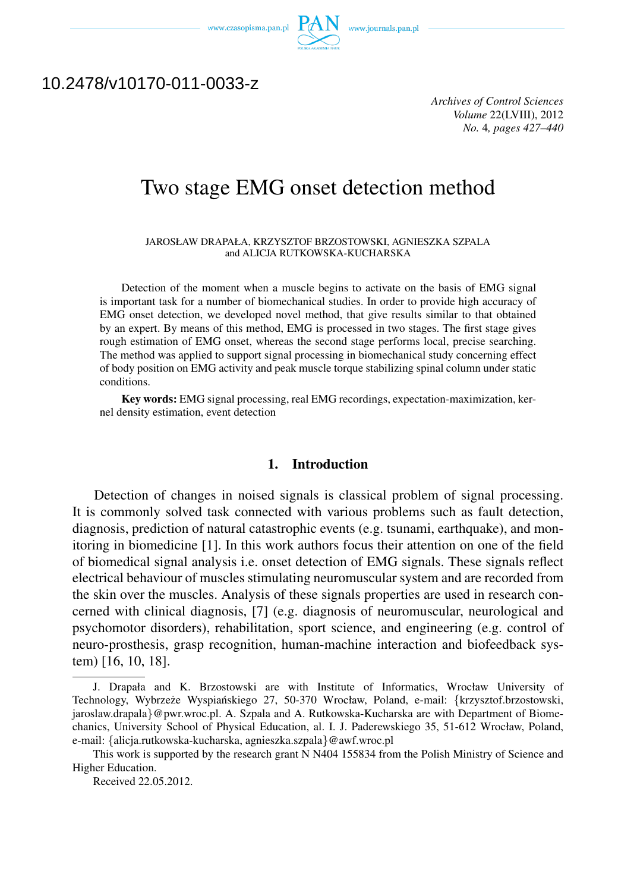10.2478/v10170-011-0033-z

# Two stage EMG onset detection method

JAROSŁAW DRAPAŁA, KRZYSZTOF BRZOSTOWSKI, AGNIESZKA SZPALA and ALICJA RUTKOWSKA-KUCHARSKA

Detection of the moment when a muscle begins to activate on the basis of EMG signal is important task for a number of biomechanical studies. In order to provide high accuracy of EMG onset detection, we developed novel method, that give results similar to that obtained by an expert. By means of this method, EMG is processed in two stages. The first stage gives rough estimation of EMG onset, whereas the second stage performs local, precise searching. The method was applied to support signal processing in biomechanical study concerning effect of body position on EMG activity and peak muscle torque stabilizing spinal column under static conditions.

**Key words:** EMG signal processing, real EMG recordings, expectation-maximization, kernel density estimation, event detection

## 1. Introduction

Detection of changes in noised signals is classical problem of signal processing. It is commonly solved task connected with various problems such as fault detection, diagnosis, prediction of natural catastrophic events (e.g. tsunami, earthquake), and monitoring in biomedicine [1]. In this work authors focus their attention on one of the field of biomedical signal analysis i.e. onset detection of EMG signals. These signals reflect electrical behaviour of muscles stimulating neuromuscular system and are recorded from the skin over the muscles. Analysis of these signals properties are used in research concerned with clinical diagnosis, [7] (e.g. diagnosis of neuromuscular, neurological and psychomotor disorders), rehabilitation, sport science, and engineering (e.g. control of neuro-prosthesis, grasp recognition, human-machine interaction and biofeedback system) [16, 10, 18].

J. Drapała and K. Brzostowski are with Institute of Informatics, Wrocław University of Technology, Wybrzeże Wyspiańskiego 27, 50-370 Wrocław, Poland, e-mail: {krzysztof.brzostowski, jaroslaw.drapala}@pwr.wroc.pl. A. Szpala and A. Rutkowska-Kucharska are with Department of Biomechanics, University School of Physical Education, al. I. J. Paderewskiego 35, 51-612 Wrocław, Poland, e-mail: {alicja.rutkowska-kucharska, agnieszka.szpala}@awf.wroc.pl

This work is supported by the research grant N N404 155834 from the Polish Ministry of Science and Higher Education.

Received 22.05.2012.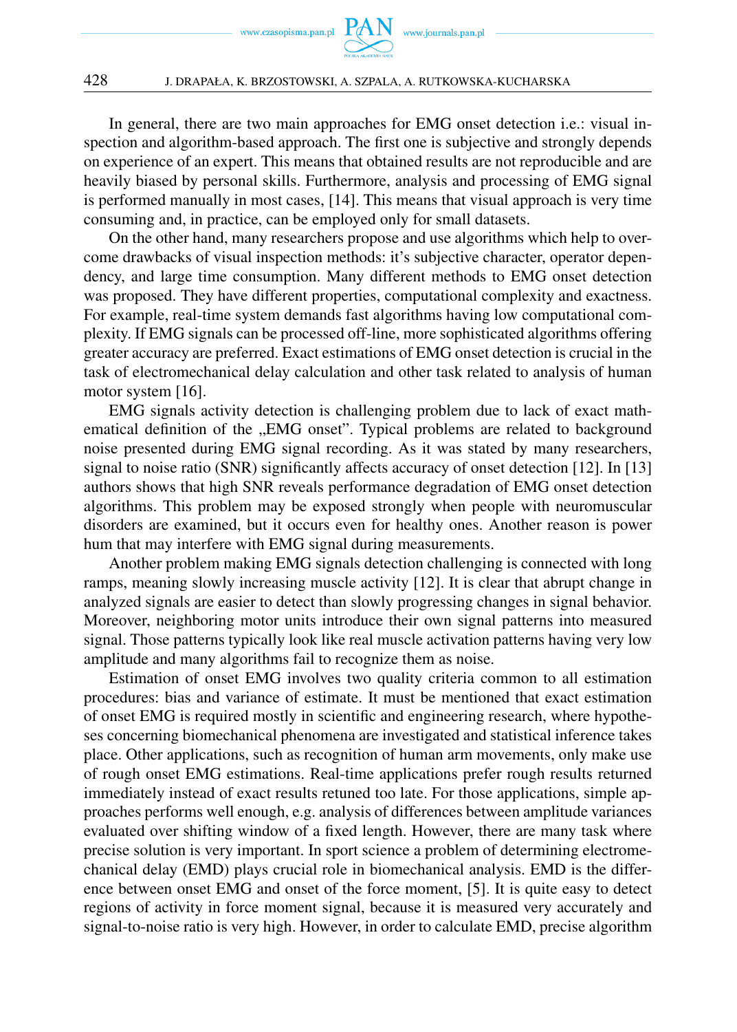In general, there are two main approaches for EMG onset detection i.e.: visual inspection and algorithm-based approach. The first one is subjective and strongly depends on experience of an expert. This means that obtained results are not reproducible and are heavily biased by personal skills. Furthermore, analysis and processing of EMG signal is performed manually in most cases, [14]. This means that visual approach is very time consuming and, in practice, can be employed only for small datasets.

On the other hand, many researchers propose and use algorithms which help to overcome drawbacks of visual inspection methods: it's subjective character, operator dependency, and large time consumption. Many different methods to EMG onset detection was proposed. They have different properties, computational complexity and exactness. For example, real-time system demands fast algorithms having low computational complexity. If EMG signals can be processed off-line, more sophisticated algorithms offering greater accuracy are preferred. Exact estimations of EMG onset detection is crucial in the task of electromechanical delay calculation and other task related to analysis of human motor system [16].

EMG signals activity detection is challenging problem due to lack of exact mathematical definition of the „EMG onset". Typical problems are related to background noise presented during EMG signal recording. As it was stated by many researchers, signal to noise ratio (SNR) significantly affects accuracy of onset detection [12]. In [13] authors shows that high SNR reveals performance degradation of EMG onset detection algorithms. This problem may be exposed strongly when people with neuromuscular disorders are examined, but it occurs even for healthy ones. Another reason is power hum that may interfere with EMG signal during measurements.

Another problem making EMG signals detection challenging is connected with long ramps, meaning slowly increasing muscle activity [12]. It is clear that abrupt change in analyzed signals are easier to detect than slowly progressing changes in signal behavior. Moreover, neighboring motor units introduce their own signal patterns into measured signal. Those patterns typically look like real muscle activation patterns having very low amplitude and many algorithms fail to recognize them as noise.

Estimation of onset EMG involves two quality criteria common to all estimation procedures: bias and variance of estimate. It must be mentioned that exact estimation of onset EMG is required mostly in scientific and engineering research, where hypotheses concerning biomechanical phenomena are investigated and statistical inference takes place. Other applications, such as recognition of human arm movements, only make use of rough onset EMG estimations. Real-time applications prefer rough results returned immediately instead of exact results retuned too late. For those applications, simple approaches performs well enough, e.g. analysis of differences between amplitude variances evaluated over shifting window of a fixed length. However, there are many task where precise solution is very important. In sport science a problem of determining electromechanical delay (EMD) plays crucial role in biomechanical analysis. EMD is the difference between onset EMG and onset of the force moment, [5]. It is quite easy to detect regions of activity in force moment signal, because it is measured very accurately and signal-to-noise ratio is very high. However, in order to calculate EMD, precise algorithm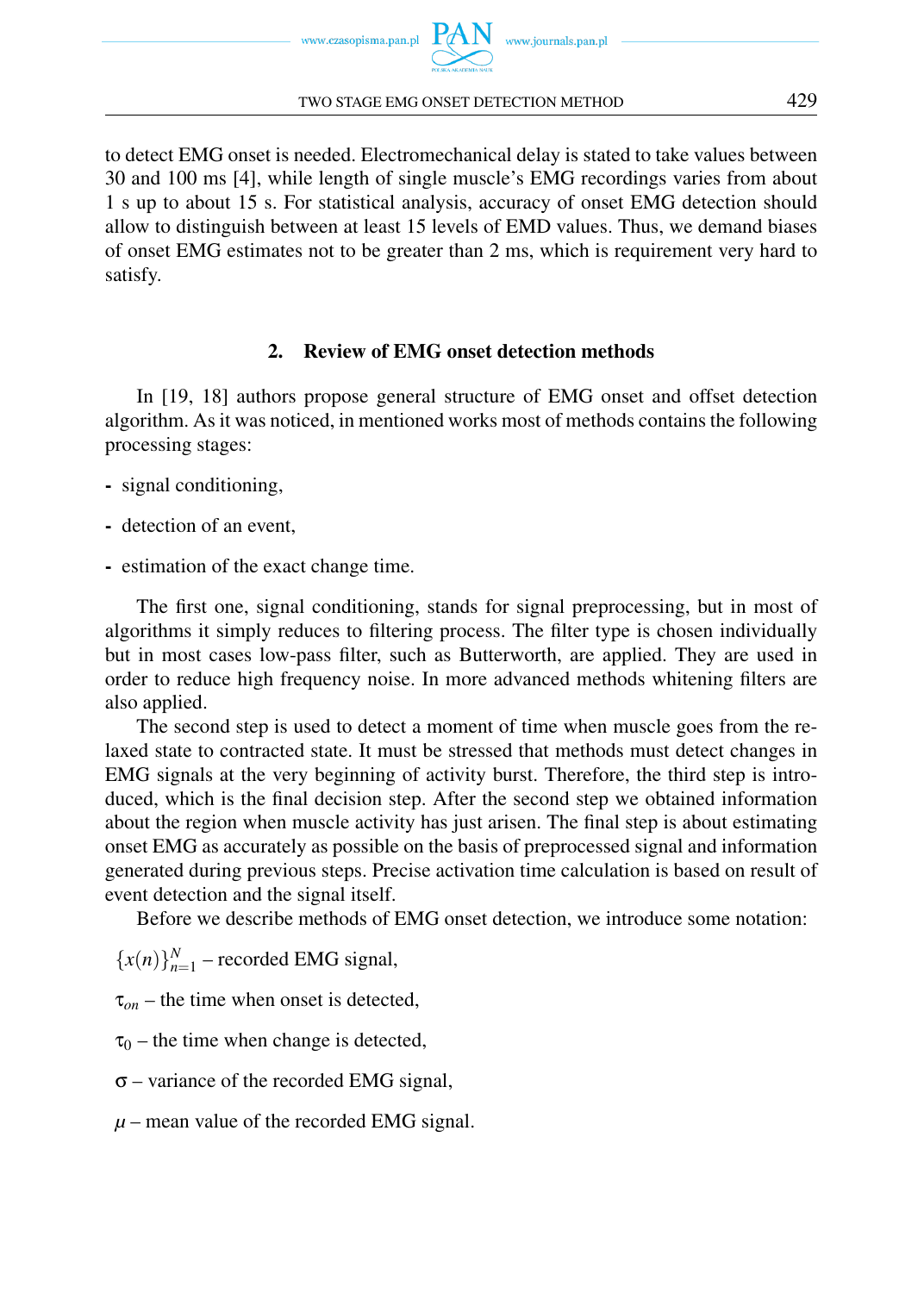to detect EMG onset is needed. Electromechanical delay is stated to take values between 30 and 100 ms [4], while length of single muscle's EMG recordings varies from about 1 s up to about 15 s. For statistical analysis, accuracy of onset EMG detection should allow to distinguish between at least 15 levels of EMD values. Thus, we demand biases of onset EMG estimates not to be greater than 2 ms, which is requirement very hard to satisfy.

## 2. Review of EMG onset detection methods

In [19, 18] authors propose general structure of EMG onset and offset detection algorithm. As it was noticed, in mentioned works most of methods contains the following processing stages:

- signal conditioning,
- detection of an event,
- estimation of the exact change time.

The first one, signal conditioning, stands for signal preprocessing, but in most of algorithms it simply reduces to filtering process. The filter type is chosen individually but in most cases low-pass filter, such as Butterworth, are applied. They are used in order to reduce high frequency noise. In more advanced methods whitening filters are also applied.

The second step is used to detect a moment of time when muscle goes from the relaxed state to contracted state. It must be stressed that methods must detect changes in EMG signals at the very beginning of activity burst. Therefore, the third step is introduced, which is the final decision step. After the second step we obtained information about the region when muscle activity has just arisen. The final step is about estimating onset EMG as accurately as possible on the basis of preprocessed signal and information generated during previous steps. Precise activation time calculation is based on result of event detection and the signal itself.

Before we describe methods of EMG onset detection, we introduce some notation:

$\{x(n)\}_{n=1}^{N}$ – recorded EMG signal,

$\tau_{on}$ – the time when onset is detected,

$\tau_0$ – the time when change is detected,

$\sigma$ – variance of the recorded EMG signal,

$\mu$ – mean value of the recorded EMG signal.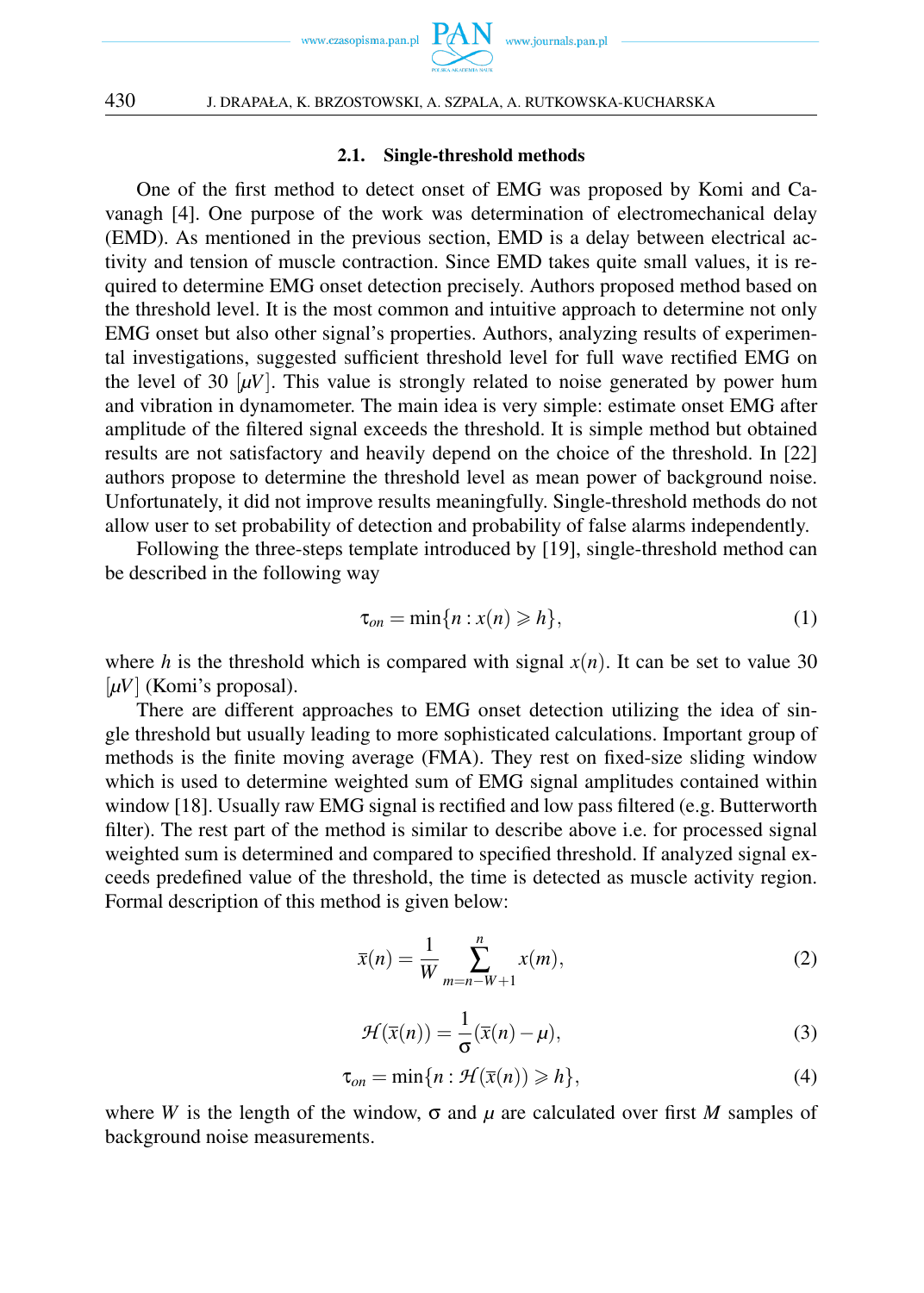### 2.1. Single-threshold methods

One of the first method to detect onset of EMG was proposed by Komi and Cavanagh [4]. One purpose of the work was determination of electromechanical delay (EMD). As mentioned in the previous section, EMD is a delay between electrical activity and tension of muscle contraction. Since EMD takes quite small values, it is required to determine EMG onset detection precisely. Authors proposed method based on the threshold level. It is the most common and intuitive approach to determine not only EMG onset but also other signal's properties. Authors, analyzing results of experimental investigations, suggested sufficient threshold level for full wave rectified EMG on the level of 30 $[\mu V]$. This value is strongly related to noise generated by power hum and vibration in dynamometer. The main idea is very simple: estimate onset EMG after amplitude of the filtered signal exceeds the threshold. It is simple method but obtained results are not satisfactory and heavily depend on the choice of the threshold. In [22] authors propose to determine the threshold level as mean power of background noise. Unfortunately, it did not improve results meaningfully. Single-threshold methods do not allow user to set probability of detection and probability of false alarms independently.

Following the three-steps template introduced by [19], single-threshold method can be described in the following way

$$\tau_{on} = \min\{n : x(n) \geqslant h\}, \tag{1}$$

where $h$ is the threshold which is compared with signal $x(n)$. It can be set to value 30 $[\mu V]$ (Komi's proposal).

There are different approaches to EMG onset detection utilizing the idea of single threshold but usually leading to more sophisticated calculations. Important group of methods is the finite moving average (FMA). They rest on fixed-size sliding window which is used to determine weighted sum of EMG signal amplitudes contained within window [18]. Usually raw EMG signal is rectified and low pass filtered (e.g. Butterworth filter). The rest part of the method is similar to describe above i.e. for processed signal weighted sum is determined and compared to specified threshold. If analyzed signal exceeds predefined value of the threshold, the time is detected as muscle activity region. Formal description of this method is given below:

$$\bar{x}(n) = \frac{1}{W} \sum_{m=n-W+1}^{n} x(m), \tag{2}$$

$$\mathcal{H}(\bar{x}(n)) = \frac{1}{\sigma}(\bar{x}(n) - \mu), \tag{3}$$

$$\tau_{on} = \min\{n : \mathcal{H}(\bar{x}(n)) \geqslant h\}, \tag{4}$$

where $W$ is the length of the window, $\sigma$ and $\mu$ are calculated over first $M$ samples of background noise measurements.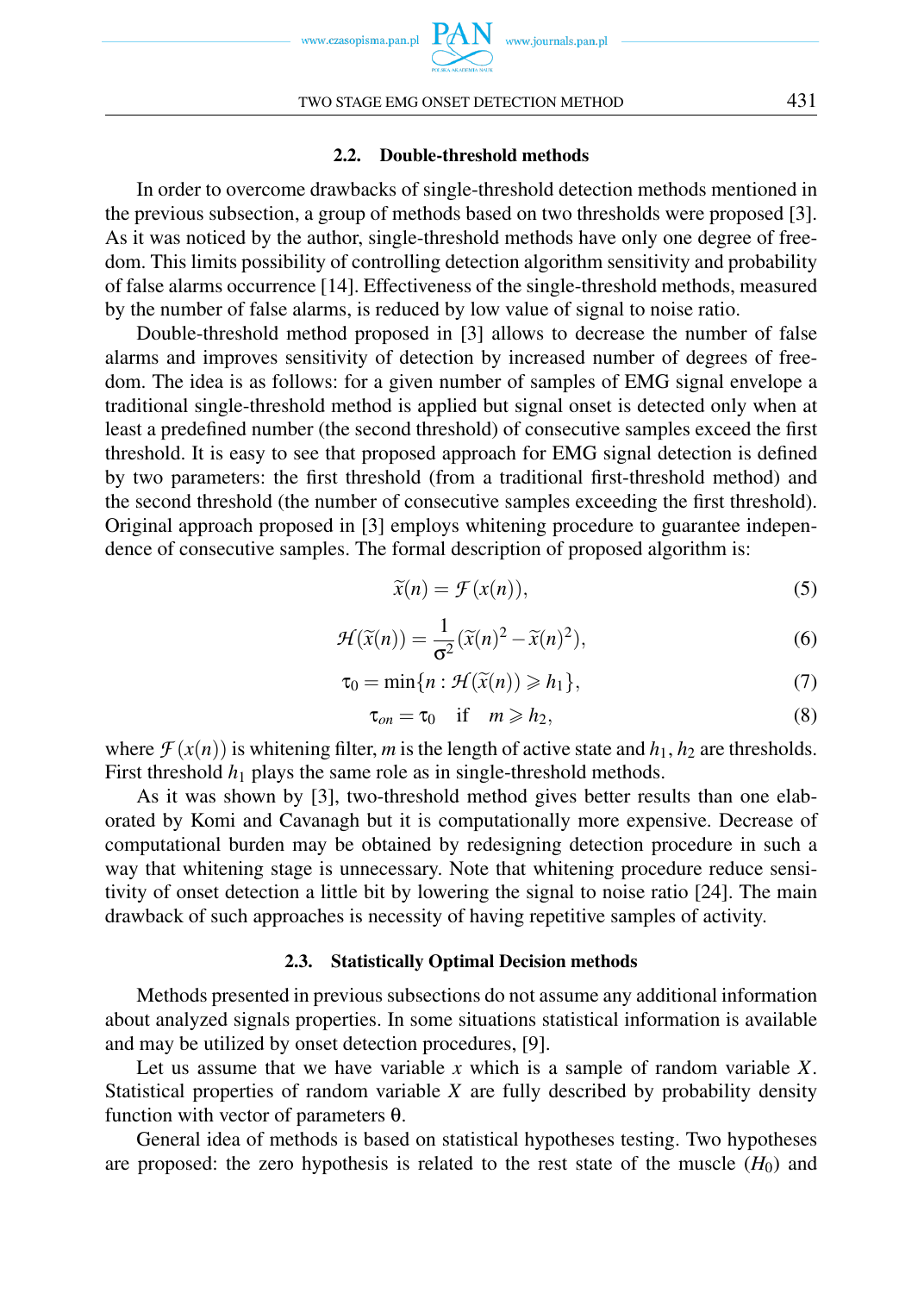### 2.2. Double-threshold methods

In order to overcome drawbacks of single-threshold detection methods mentioned in the previous subsection, a group of methods based on two thresholds were proposed [3]. As it was noticed by the author, single-threshold methods have only one degree of freedom. This limits possibility of controlling detection algorithm sensitivity and probability of false alarms occurrence [14]. Effectiveness of the single-threshold methods, measured by the number of false alarms, is reduced by low value of signal to noise ratio.

Double-threshold method proposed in [3] allows to decrease the number of false alarms and improves sensitivity of detection by increased number of degrees of freedom. The idea is as follows: for a given number of samples of EMG signal envelope a traditional single-threshold method is applied but signal onset is detected only when at least a predefined number (the second threshold) of consecutive samples exceed the first threshold. It is easy to see that proposed approach for EMG signal detection is defined by two parameters: the first threshold (from a traditional first-threshold method) and the second threshold (the number of consecutive samples exceeding the first threshold). Original approach proposed in [3] employs whitening procedure to guarantee independence of consecutive samples. The formal description of proposed algorithm is:

$$\widetilde{x}(n) = \mathcal{F}(x(n)), \tag{5}$$

$$\mathcal{H}(\widetilde{x}(n)) = \frac{1}{\sigma^2}(\widetilde{x}(n)^2 - \widetilde{x}(n)^2), \tag{6}$$

$$\tau_0 = \min\{n : \mathcal{H}(\widetilde{x}(n)) \geqslant h_1\}, \tag{7}$$

$$\tau_{on} = \tau_0 \quad \text{if} \quad m \geqslant h_2, \tag{8}$$

where $\mathcal{F}(x(n))$ is whitening filter, $m$ is the length of active state and $h_1$, $h_2$ are thresholds. First threshold $h_1$ plays the same role as in single-threshold methods.

As it was shown by [3], two-threshold method gives better results than one elaborated by Komi and Cavanagh but it is computationally more expensive. Decrease of computational burden may be obtained by redesigning detection procedure in such a way that whitening stage is unnecessary. Note that whitening procedure reduce sensitivity of onset detection a little bit by lowering the signal to noise ratio [24]. The main drawback of such approaches is necessity of having repetitive samples of activity.

### 2.3. Statistically Optimal Decision methods

Methods presented in previous subsections do not assume any additional information about analyzed signals properties. In some situations statistical information is available and may be utilized by onset detection procedures, [9].

Let us assume that we have variable $x$ which is a sample of random variable $X$. Statistical properties of random variable $X$ are fully described by probability density function with vector of parameters $\theta$.

General idea of methods is based on statistical hypotheses testing. Two hypotheses are proposed: the zero hypothesis is related to the rest state of the muscle ($H_0$) and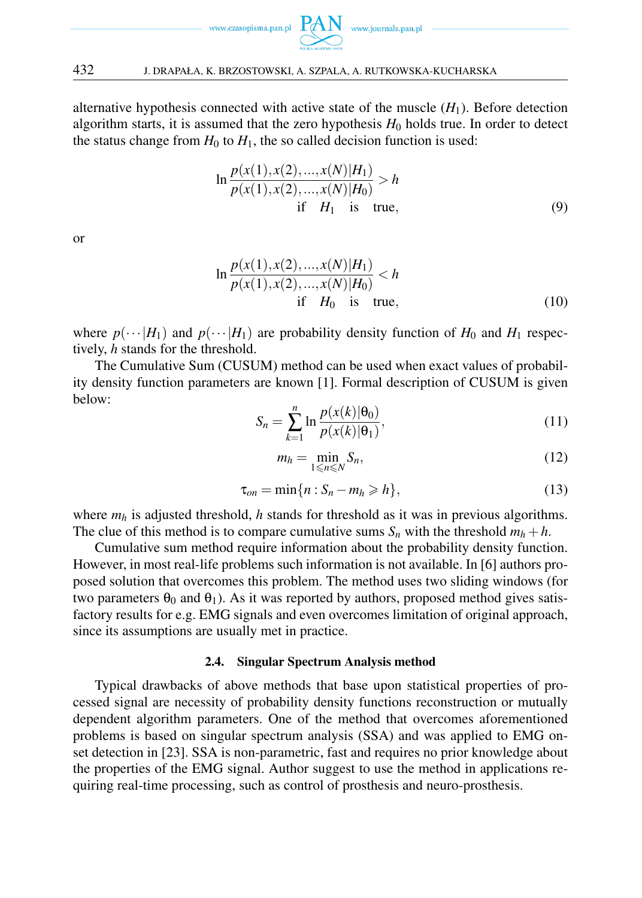alternative hypothesis connected with active state of the muscle ($H_1$). Before detection algorithm starts, it is assumed that the zero hypothesis $H_0$ holds true. In order to detect the status change from $H_0$ to $H_1$, the so called decision function is used:

$$\ln \frac{p(x(1), x(2), \ldots, x(N)|H_1)}{p(x(1), x(2), \ldots, x(N)|H_0)} > h \quad \text{if} \quad H_1 \quad \text{is} \quad \text{true}, \tag{9}$$

or

$$\ln \frac{p(x(1), x(2), \ldots, x(N)|H_1)}{p(x(1), x(2), \ldots, x(N)|H_0)} < h \quad \text{if} \quad H_0 \quad \text{is} \quad \text{true}, \tag{10}$$

where $p(\cdots|H_1)$ and $p(\cdots|H_1)$ are probability density function of $H_0$ and $H_1$ respectively, $h$ stands for the threshold.

The Cumulative Sum (CUSUM) method can be used when exact values of probability density function parameters are known [1]. Formal description of CUSUM is given below:

$$S_n = \sum_{k=1}^{n} \ln \frac{p(x(k)|\theta_0)}{p(x(k)|\theta_1)}, \tag{11}$$

$$m_h = \min_{1 \leqslant n \leqslant N} S_n, \tag{12}$$

$$\tau_{on} = \min\{n : S_n - m_h \geqslant h\}, \tag{13}$$

where $m_h$ is adjusted threshold, $h$ stands for threshold as it was in previous algorithms. The clue of this method is to compare cumulative sums $S_n$ with the threshold $m_h + h$.

Cumulative sum method require information about the probability density function. However, in most real-life problems such information is not available. In [6] authors proposed solution that overcomes this problem. The method uses two sliding windows (for two parameters $\theta_0$ and $\theta_1$). As it was reported by authors, proposed method gives satisfactory results for e.g. EMG signals and even overcomes limitation of original approach, since its assumptions are usually met in practice.

### 2.4. Singular Spectrum Analysis method

Typical drawbacks of above methods that base upon statistical properties of processed signal are necessity of probability density functions reconstruction or mutually dependent algorithm parameters. One of the method that overcomes aforementioned problems is based on singular spectrum analysis (SSA) and was applied to EMG onset detection in [23]. SSA is non-parametric, fast and requires no prior knowledge about the properties of the EMG signal. Author suggest to use the method in applications requiring real-time processing, such as control of prosthesis and neuro-prosthesis.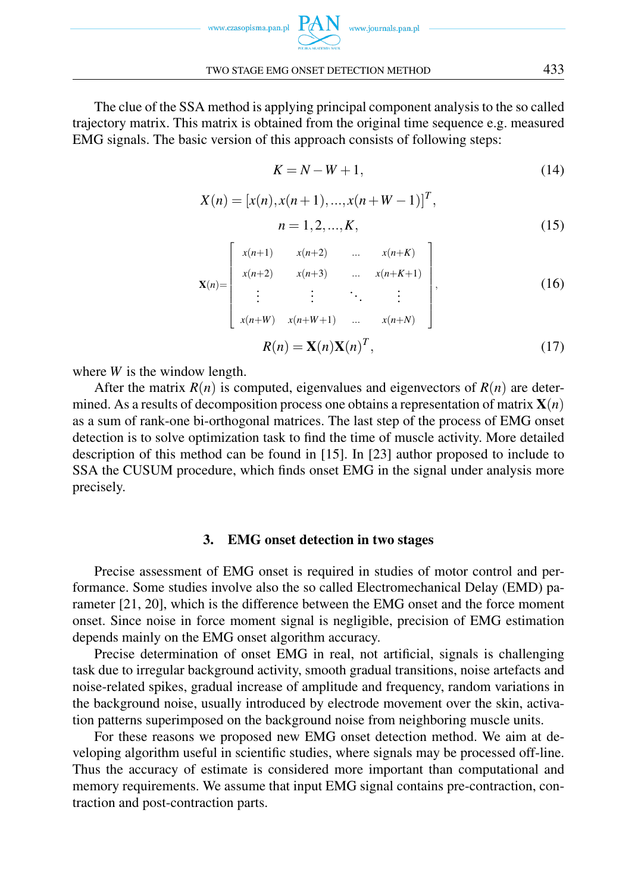The clue of the SSA method is applying principal component analysis to the so called trajectory matrix. This matrix is obtained from the original time sequence e.g. measured EMG signals. The basic version of this approach consists of following steps:

$$K = N - W + 1, \tag{14}$$

$$X(n) = [x(n), x(n+1), ..., x(n+W-1)]^T, \quad n = 1, 2, ..., K, \tag{15}$$

$$\mathbf{X}(n) = \begin{bmatrix} x(n+1) & x(n+2) & \dots & x(n+K) \\ x(n+2) & x(n+3) & \dots & x(n+K+1) \\ \vdots & \vdots & \ddots & \vdots \\ x(n+W) & x(n+W+1) & \dots & x(n+N) \end{bmatrix}, \tag{16}$$

$$R(n) = \mathbf{X}(n)\mathbf{X}(n)^T, \tag{17}$$

where $W$ is the window length.

After the matrix $R(n)$ is computed, eigenvalues and eigenvectors of $R(n)$ are determined. As a results of decomposition process one obtains a representation of matrix $\mathbf{X}(n)$ as a sum of rank-one bi-orthogonal matrices. The last step of the process of EMG onset detection is to solve optimization task to find the time of muscle activity. More detailed description of this method can be found in [15]. In [23] author proposed to include to SSA the CUSUM procedure, which finds onset EMG in the signal under analysis more precisely.

## 3. EMG onset detection in two stages

Precise assessment of EMG onset is required in studies of motor control and performance. Some studies involve also the so called Electromechanical Delay (EMD) parameter [21, 20], which is the difference between the EMG onset and the force moment onset. Since noise in force moment signal is negligible, precision of EMG estimation depends mainly on the EMG onset algorithm accuracy.

Precise determination of onset EMG in real, not artificial, signals is challenging task due to irregular background activity, smooth gradual transitions, noise artefacts and noise-related spikes, gradual increase of amplitude and frequency, random variations in the background noise, usually introduced by electrode movement over the skin, activation patterns superimposed on the background noise from neighboring muscle units.

For these reasons we proposed new EMG onset detection method. We aim at developing algorithm useful in scientific studies, where signals may be processed off-line. Thus the accuracy of estimate is considered more important than computational and memory requirements. We assume that input EMG signal contains pre-contraction, contraction and post-contraction parts.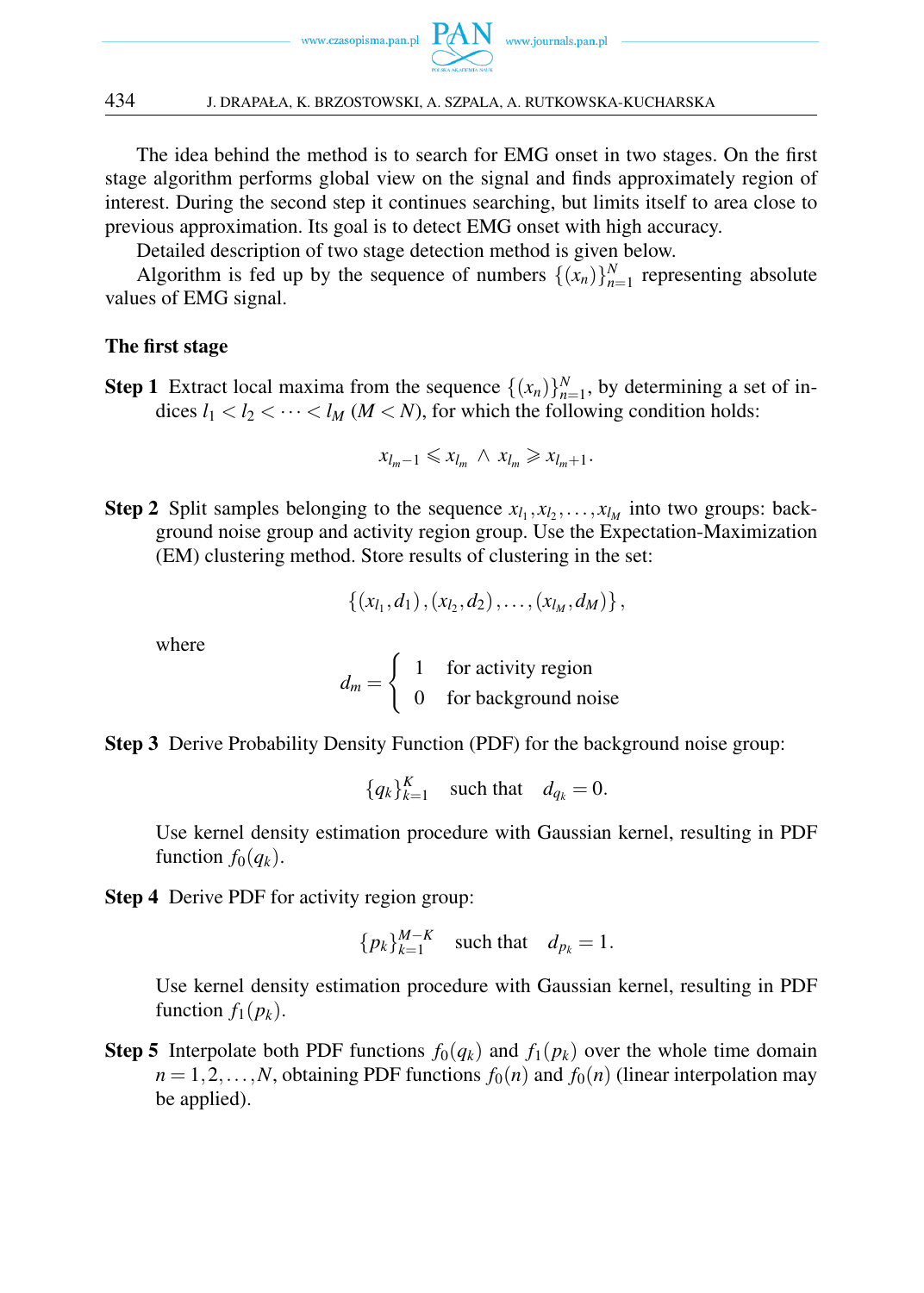The idea behind the method is to search for EMG onset in two stages. On the first stage algorithm performs global view on the signal and finds approximately region of interest. During the second step it continues searching, but limits itself to area close to previous approximation. Its goal is to detect EMG onset with high accuracy.

Detailed description of two stage detection method is given below.

Algorithm is fed up by the sequence of numbers $\{(x_n)\}_{n=1}^{N}$ representing absolute values of EMG signal.

**The first stage**

**Step 1** Extract local maxima from the sequence $\{(x_n)\}_{n=1}^{N}$, by determining a set of indices $l_1 < l_2 < \cdots < l_M$ ($M < N$), for which the following condition holds:

$$x_{l_m - 1} \leqslant x_{l_m} \ \wedge \ x_{l_m} \geqslant x_{l_m+1}.$$

**Step 2** Split samples belonging to the sequence $x_{l_1}, x_{l_2}, \ldots, x_{l_M}$ into two groups: background noise group and activity region group. Use the Expectation-Maximization (EM) clustering method. Store results of clustering in the set:

$$\{(x_{l_1}, d_1), (x_{l_2}, d_2), \ldots, (x_{l_M}, d_M)\},$$

where

$$d_m = \begin{cases} 1 & \text{for activity region} \\ 0 & \text{for background noise} \end{cases}$$

**Step 3** Derive Probability Density Function (PDF) for the background noise group:

$$\{q_k\}_{k=1}^{K} \quad \text{such that} \quad d_{q_k} = 0.$$

Use kernel density estimation procedure with Gaussian kernel, resulting in PDF function $f_0(q_k)$.

**Step 4** Derive PDF for activity region group:

$$\{p_k\}_{k=1}^{M-K} \quad \text{such that} \quad d_{p_k} = 1.$$

Use kernel density estimation procedure with Gaussian kernel, resulting in PDF function $f_1(p_k)$.

**Step 5** Interpolate both PDF functions $f_0(q_k)$ and $f_1(p_k)$ over the whole time domain $n = 1, 2, \ldots, N$, obtaining PDF functions $f_0(n)$ and $f_0(n)$ (linear interpolation may be applied).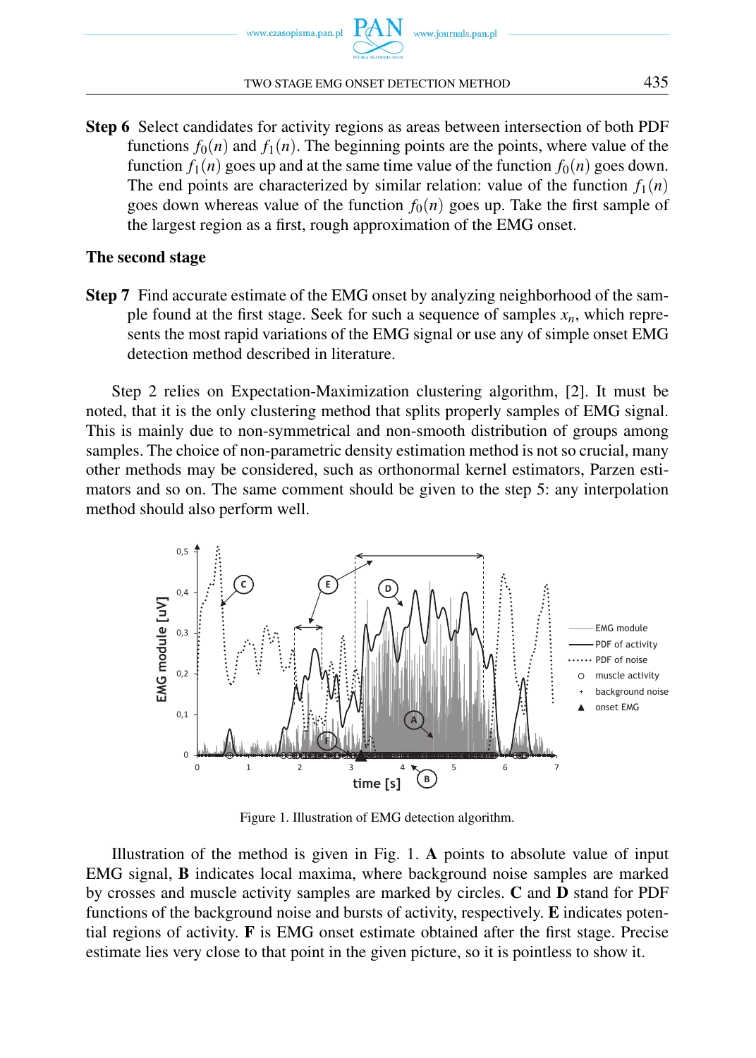**Step 6** Select candidates for activity regions as areas between intersection of both PDF functions $f_0(n)$ and $f_1(n)$. The beginning points are the points, where value of the function $f_1(n)$ goes up and at the same time value of the function $f_0(n)$ goes down. The end points are characterized by similar relation: value of the function $f_1(n)$ goes down whereas value of the function $f_0(n)$ goes up. Take the first sample of the largest region as a first, rough approximation of the EMG onset.

**The second stage**

**Step 7** Find accurate estimate of the EMG onset by analyzing neighborhood of the sample found at the first stage. Seek for such a sequence of samples $x_n$, which represents the most rapid variations of the EMG signal or use any of simple onset EMG detection method described in literature.

Step 2 relies on Expectation-Maximization clustering algorithm, [2]. It must be noted, that it is the only clustering method that splits properly samples of EMG signal. This is mainly due to non-symmetrical and non-smooth distribution of groups among samples. The choice of non-parametric density estimation method is not so crucial, many other methods may be considered, such as orthonormal kernel estimators, Parzen estimators and so on. The same comment should be given to the step 5: any interpolation method should also perform well.

Figure 1. Illustration of EMG detection algorithm.

Illustration of the method is given in Fig. 1. **A** points to absolute value of input EMG signal, **B** indicates local maxima, where background noise samples are marked by crosses and muscle activity samples are marked by circles. **C** and **D** stand for PDF functions of the background noise and bursts of activity, respectively. **E** indicates potential regions of activity. **F** is EMG onset estimate obtained after the first stage. Precise estimate lies very close to that point in the given picture, so it is pointless to show it.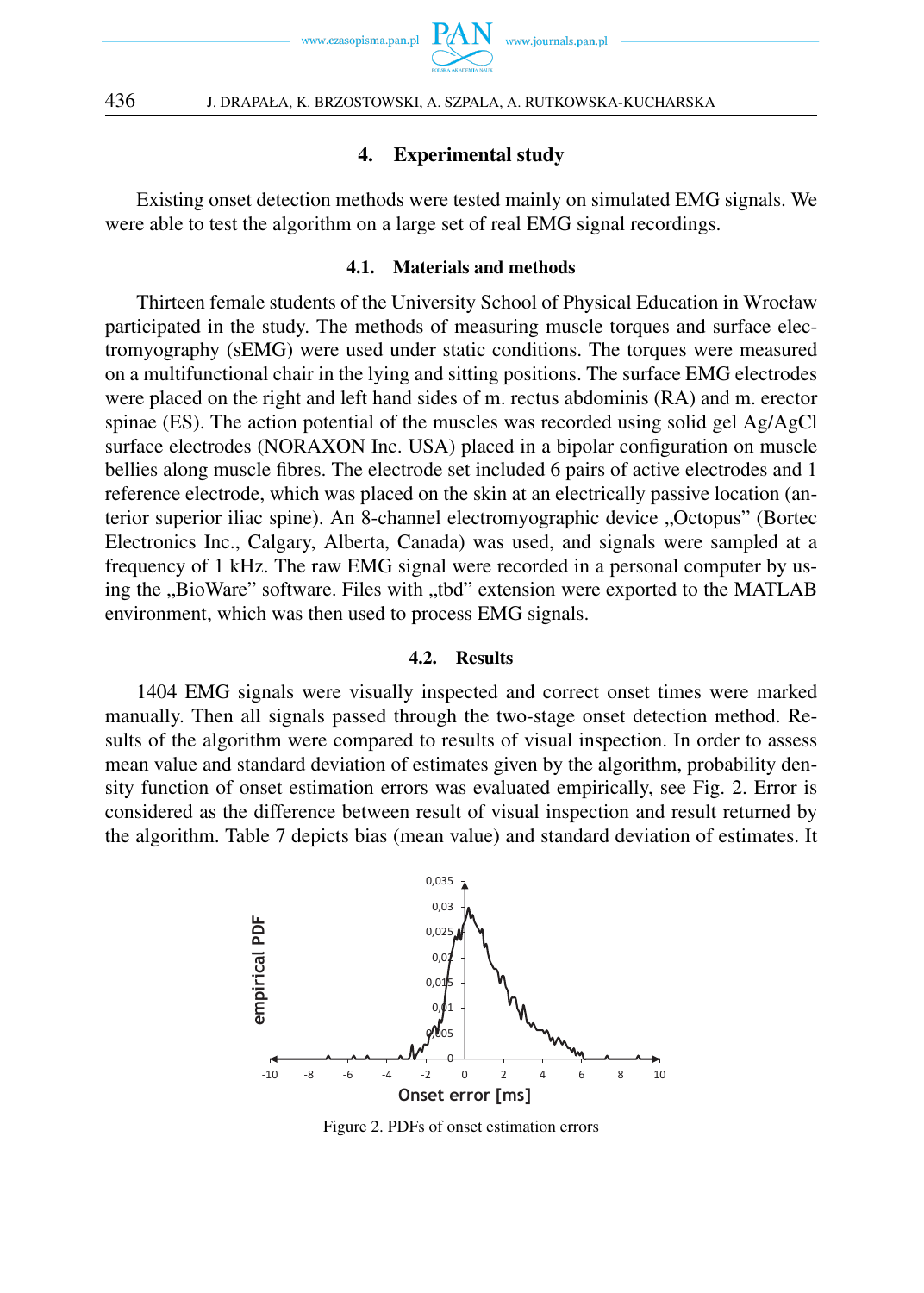## 4. Experimental study

Existing onset detection methods were tested mainly on simulated EMG signals. We were able to test the algorithm on a large set of real EMG signal recordings.

### 4.1. Materials and methods

Thirteen female students of the University School of Physical Education in Wrocław participated in the study. The methods of measuring muscle torques and surface electromyography (sEMG) were used under static conditions. The torques were measured on a multifunctional chair in the lying and sitting positions. The surface EMG electrodes were placed on the right and left hand sides of m. rectus abdominis (RA) and m. erector spinae (ES). The action potential of the muscles was recorded using solid gel Ag/AgCl surface electrodes (NORAXON Inc. USA) placed in a bipolar configuration on muscle bellies along muscle fibres. The electrode set included 6 pairs of active electrodes and 1 reference electrode, which was placed on the skin at an electrically passive location (anterior superior iliac spine). An 8-channel electromyographic device „Octopus" (Bortec Electronics Inc., Calgary, Alberta, Canada) was used, and signals were sampled at a frequency of 1 kHz. The raw EMG signal were recorded in a personal computer by using the „BioWare" software. Files with „tbd" extension were exported to the MATLAB environment, which was then used to process EMG signals.

### 4.2. Results

1404 EMG signals were visually inspected and correct onset times were marked manually. Then all signals passed through the two-stage onset detection method. Results of the algorithm were compared to results of visual inspection. In order to assess mean value and standard deviation of estimates given by the algorithm, probability density function of onset estimation errors was evaluated empirically, see Fig. 2. Error is considered as the difference between result of visual inspection and result returned by the algorithm. Table 7 depicts bias (mean value) and standard deviation of estimates. It

Figure 2. PDFs of onset estimation errors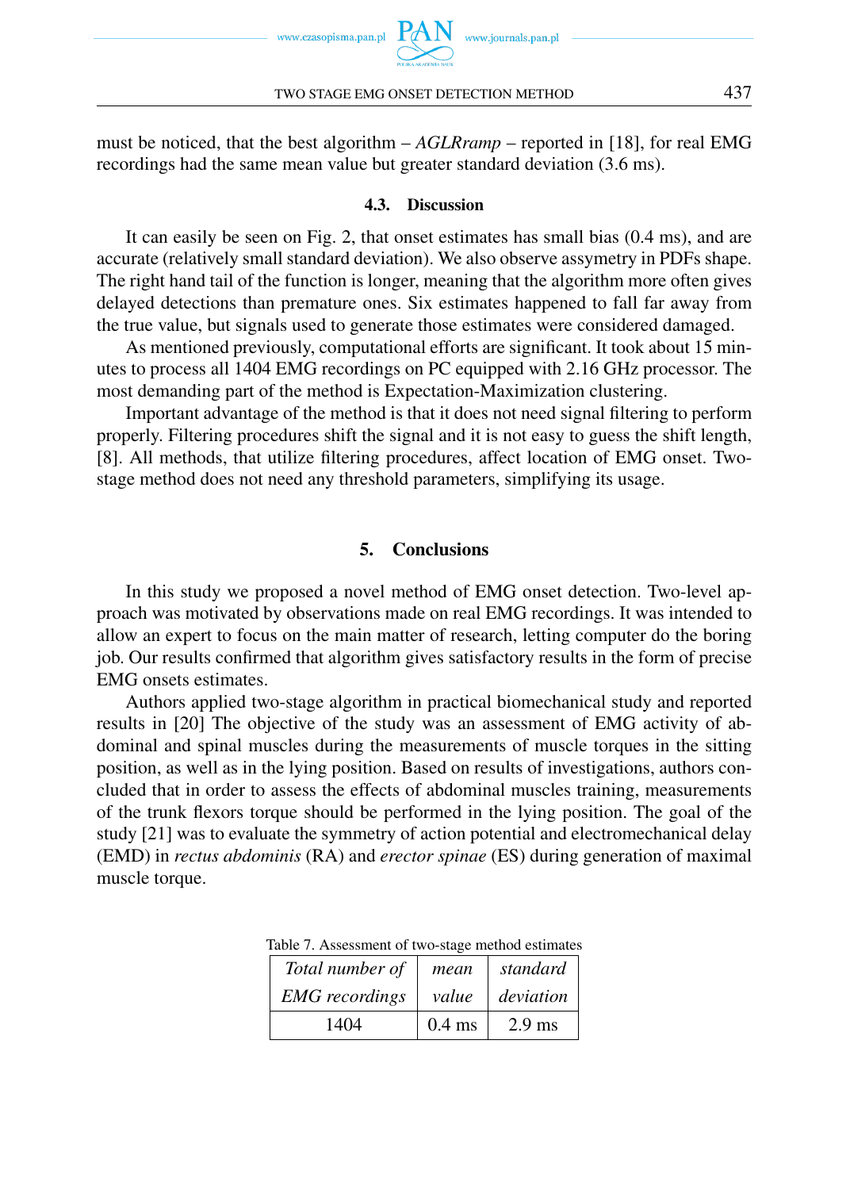must be noticed, that the best algorithm – *AGLRramp* – reported in [18], for real EMG recordings had the same mean value but greater standard deviation (3.6 ms).

### 4.3. Discussion

It can easily be seen on Fig. 2, that onset estimates has small bias (0.4 ms), and are accurate (relatively small standard deviation). We also observe assymetry in PDFs shape. The right hand tail of the function is longer, meaning that the algorithm more often gives delayed detections than premature ones. Six estimates happened to fall far away from the true value, but signals used to generate those estimates were considered damaged.

As mentioned previously, computational efforts are significant. It took about 15 minutes to process all 1404 EMG recordings on PC equipped with 2.16 GHz processor. The most demanding part of the method is Expectation-Maximization clustering.

Important advantage of the method is that it does not need signal filtering to perform properly. Filtering procedures shift the signal and it is not easy to guess the shift length, [8]. All methods, that utilize filtering procedures, affect location of EMG onset. Two-stage method does not need any threshold parameters, simplifying its usage.

## 5. Conclusions

In this study we proposed a novel method of EMG onset detection. Two-level approach was motivated by observations made on real EMG recordings. It was intended to allow an expert to focus on the main matter of research, letting computer do the boring job. Our results confirmed that algorithm gives satisfactory results in the form of precise EMG onsets estimates.

Authors applied two-stage algorithm in practical biomechanical study and reported results in [20] The objective of the study was an assessment of EMG activity of abdominal and spinal muscles during the measurements of muscle torques in the sitting position, as well as in the lying position. Based on results of investigations, authors concluded that in order to assess the effects of abdominal muscles training, measurements of the trunk flexors torque should be performed in the lying position. The goal of the study [21] was to evaluate the symmetry of action potential and electromechanical delay (EMD) in *rectus abdominis* (RA) and *erector spinae* (ES) during generation of maximal muscle torque.

Table 7. Assessment of two-stage method estimates

| *Total number of EMG recordings* | *mean value* | *standard deviation* |
|---|---|---|
| 1404 | 0.4 ms | 2.9 ms |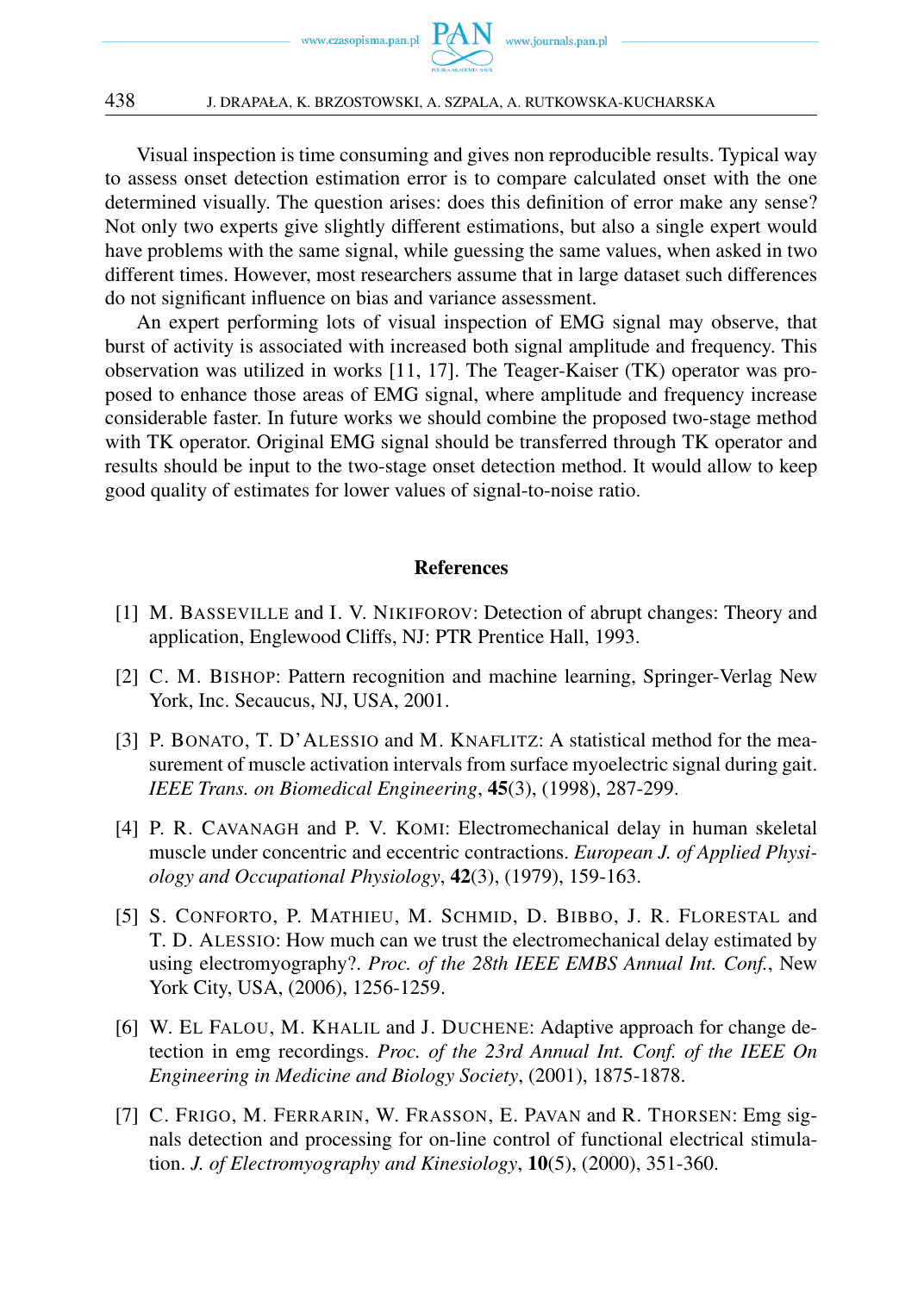Visual inspection is time consuming and gives non reproducible results. Typical way to assess onset detection estimation error is to compare calculated onset with the one determined visually. The question arises: does this definition of error make any sense? Not only two experts give slightly different estimations, but also a single expert would have problems with the same signal, while guessing the same values, when asked in two different times. However, most researchers assume that in large dataset such differences do not significant influence on bias and variance assessment.

An expert performing lots of visual inspection of EMG signal may observe, that burst of activity is associated with increased both signal amplitude and frequency. This observation was utilized in works [11, 17]. The Teager-Kaiser (TK) operator was proposed to enhance those areas of EMG signal, where amplitude and frequency increase considerable faster. In future works we should combine the proposed two-stage method with TK operator. Original EMG signal should be transferred through TK operator and results should be input to the two-stage onset detection method. It would allow to keep good quality of estimates for lower values of signal-to-noise ratio.

## References

[1] M. Basseville and I. V. Nikiforov: Detection of abrupt changes: Theory and application, Englewood Cliffs, NJ: PTR Prentice Hall, 1993.

[2] C. M. Bishop: Pattern recognition and machine learning, Springer-Verlag New York, Inc. Secaucus, NJ, USA, 2001.

[3] P. Bonato, T. D'Alessio and M. Knaflitz: A statistical method for the measurement of muscle activation intervals from surface myoelectric signal during gait. *IEEE Trans. on Biomedical Engineering*, **45**(3), (1998), 287-299.

[4] P. R. Cavanagh and P. V. Komi: Electromechanical delay in human skeletal muscle under concentric and eccentric contractions. *European J. of Applied Physiology and Occupational Physiology*, **42**(3), (1979), 159-163.

[5] S. Conforto, P. Mathieu, M. Schmid, D. Bibbo, J. R. Florestal and T. D. Alessio: How much can we trust the electromechanical delay estimated by using electromyography?. *Proc. of the 28th IEEE EMBS Annual Int. Conf.*, New York City, USA, (2006), 1256-1259.

[6] W. El Falou, M. Khalil and J. Duchene: Adaptive approach for change detection in emg recordings. *Proc. of the 23rd Annual Int. Conf. of the IEEE On Engineering in Medicine and Biology Society*, (2001), 1875-1878.

[7] C. Frigo, M. Ferrarin, W. Frasson, E. Pavan and R. Thorsen: Emg signals detection and processing for on-line control of functional electrical stimulation. *J. of Electromyography and Kinesiology*, **10**(5), (2000), 351-360.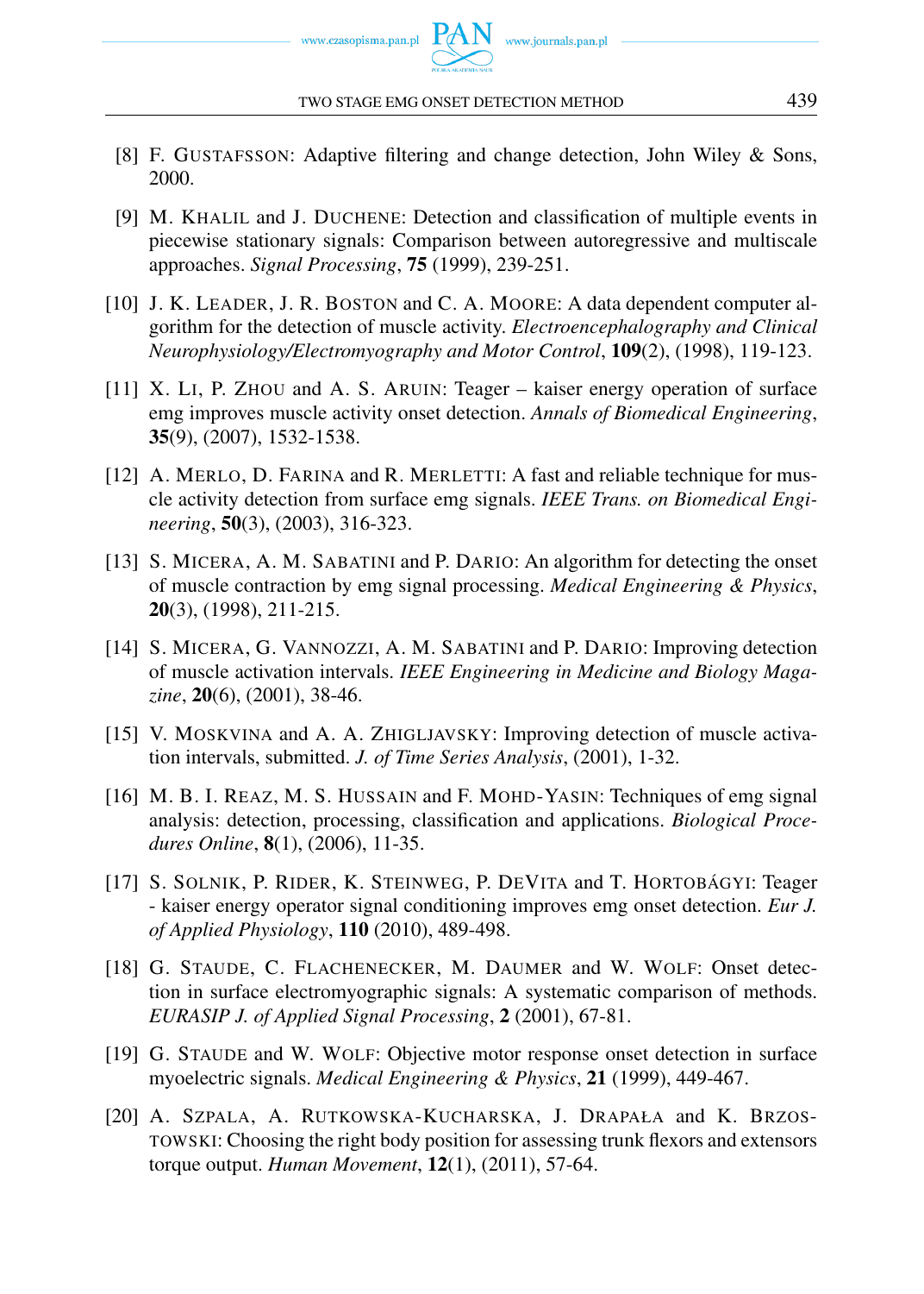[8] F. Gustafsson: Adaptive filtering and change detection, John Wiley & Sons, 2000.

[9] M. Khalil and J. Duchene: Detection and classification of multiple events in piecewise stationary signals: Comparison between autoregressive and multiscale approaches. *Signal Processing*, **75** (1999), 239-251.

[10] J. K. Leader, J. R. Boston and C. A. Moore: A data dependent computer algorithm for the detection of muscle activity. *Electroencephalography and Clinical Neurophysiology/Electromyography and Motor Control*, **109**(2), (1998), 119-123.

[11] X. Li, P. Zhou and A. S. Aruin: Teager – kaiser energy operation of surface emg improves muscle activity onset detection. *Annals of Biomedical Engineering*, **35**(9), (2007), 1532-1538.

[12] A. Merlo, D. Farina and R. Merletti: A fast and reliable technique for muscle activity detection from surface emg signals. *IEEE Trans. on Biomedical Engineering*, **50**(3), (2003), 316-323.

[13] S. Micera, A. M. Sabatini and P. Dario: An algorithm for detecting the onset of muscle contraction by emg signal processing. *Medical Engineering & Physics*, **20**(3), (1998), 211-215.

[14] S. Micera, G. Vannozzi, A. M. Sabatini and P. Dario: Improving detection of muscle activation intervals. *IEEE Engineering in Medicine and Biology Magazine*, **20**(6), (2001), 38-46.

[15] V. Moskvina and A. A. Zhigljavsky: Improving detection of muscle activation intervals, submitted. *J. of Time Series Analysis*, (2001), 1-32.

[16] M. B. I. Reaz, M. S. Hussain and F. Mohd-Yasin: Techniques of emg signal analysis: detection, processing, classification and applications. *Biological Procedures Online*, **8**(1), (2006), 11-35.

[17] S. Solnik, P. Rider, K. Steinweg, P. DeVita and T. Hortobágyi: Teager - kaiser energy operator signal conditioning improves emg onset detection. *Eur J. of Applied Physiology*, **110** (2010), 489-498.

[18] G. Staude, C. Flachenecker, M. Daumer and W. Wolf: Onset detection in surface electromyographic signals: A systematic comparison of methods. *EURASIP J. of Applied Signal Processing*, **2** (2001), 67-81.

[19] G. Staude and W. Wolf: Objective motor response onset detection in surface myoelectric signals. *Medical Engineering & Physics*, **21** (1999), 449-467.

[20] A. Szpala, A. Rutkowska-Kucharska, J. Drapała and K. Brzostowski: Choosing the right body position for assessing trunk flexors and extensors torque output. *Human Movement*, **12**(1), (2011), 57-64.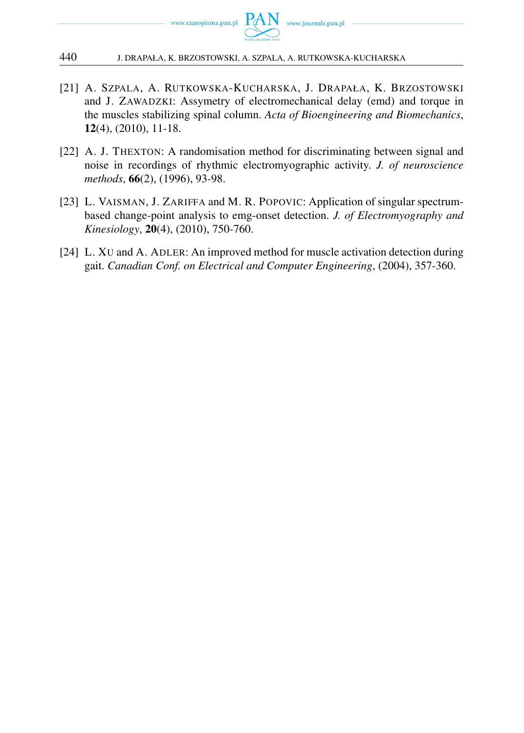[21] A. Szpala, A. Rutkowska-Kucharska, J. Drapała, K. Brzostowski and J. Zawadzki: Assymetry of electromechanical delay (emd) and torque in the muscles stabilizing spinal column. *Acta of Bioengineering and Biomechanics*, **12**(4), (2010), 11-18.

[22] A. J. Thexton: A randomisation method for discriminating between signal and noise in recordings of rhythmic electromyographic activity. *J. of neuroscience methods*, **66**(2), (1996), 93-98.

[23] L. Vaisman, J. Zariffa and M. R. Popovic: Application of singular spectrum-based change-point analysis to emg-onset detection. *J. of Electromyography and Kinesiology*, **20**(4), (2010), 750-760.

[24] L. Xu and A. Adler: An improved method for muscle activation detection during gait. *Canadian Conf. on Electrical and Computer Engineering*, (2004), 357-360.